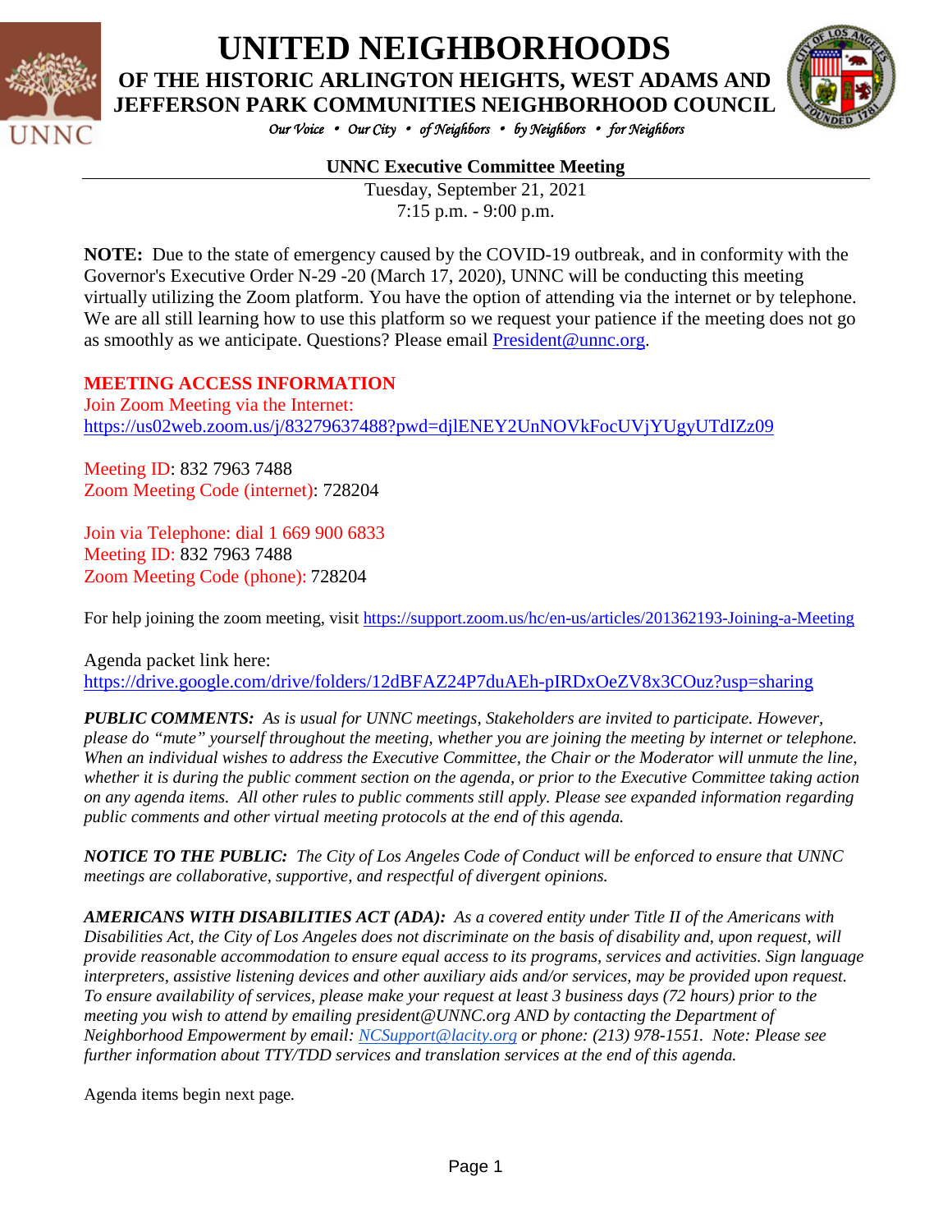# UNITED NEIGHBORHOODS

## OF THE HISTORIC ARLINGTON HEIGHTS, WEST ADAMS AND JEFFERSON PARK COMMUNITIES NEIGHBORHOOD COUNCIL

*Our Voice • Our City • of Neighbors • by Neighbors • for Neighbors*

**UNNC Executive Committee Meeting**

Tuesday, September 21, 2021
7:15 p.m. - 9:00 p.m.

**NOTE:** Due to the state of emergency caused by the COVID-19 outbreak, and in conformity with the Governor's Executive Order N-29 -20 (March 17, 2020), UNNC will be conducting this meeting virtually utilizing the Zoom platform. You have the option of attending via the internet or by telephone. We are all still learning how to use this platform so we request your patience if the meeting does not go as smoothly as we anticipate. Questions? Please email President@unnc.org.

**MEETING ACCESS INFORMATION**

Join Zoom Meeting via the Internet:
https://us02web.zoom.us/j/83279637488?pwd=djlENEY2UnNOVkFocUVjYUgyUTdIZz09

Meeting ID: 832 7963 7488
Zoom Meeting Code (internet): 728204

Join via Telephone: dial 1 669 900 6833
Meeting ID: 832 7963 7488
Zoom Meeting Code (phone): 728204

For help joining the zoom meeting, visit https://support.zoom.us/hc/en-us/articles/201362193-Joining-a-Meeting

Agenda packet link here:
https://drive.google.com/drive/folders/12dBFAZ24P7duAEh-pIRDxOeZV8x3COuz?usp=sharing

***PUBLIC COMMENTS:*** *As is usual for UNNC meetings, Stakeholders are invited to participate. However, please do "mute" yourself throughout the meeting, whether you are joining the meeting by internet or telephone. When an individual wishes to address the Executive Committee, the Chair or the Moderator will unmute the line, whether it is during the public comment section on the agenda, or prior to the Executive Committee taking action on any agenda items. All other rules to public comments still apply. Please see expanded information regarding public comments and other virtual meeting protocols at the end of this agenda.*

***NOTICE TO THE PUBLIC:*** *The City of Los Angeles Code of Conduct will be enforced to ensure that UNNC meetings are collaborative, supportive, and respectful of divergent opinions.*

***AMERICANS WITH DISABILITIES ACT (ADA):*** *As a covered entity under Title II of the Americans with Disabilities Act, the City of Los Angeles does not discriminate on the basis of disability and, upon request, will provide reasonable accommodation to ensure equal access to its programs, services and activities. Sign language interpreters, assistive listening devices and other auxiliary aids and/or services, may be provided upon request. To ensure availability of services, please make your request at least 3 business days (72 hours) prior to the meeting you wish to attend by emailing president@UNNC.org AND by contacting the Department of Neighborhood Empowerment by email: NCSupport@lacity.org or phone: (213) 978-1551. Note: Please see further information about TTY/TDD services and translation services at the end of this agenda.*

Agenda items begin next page.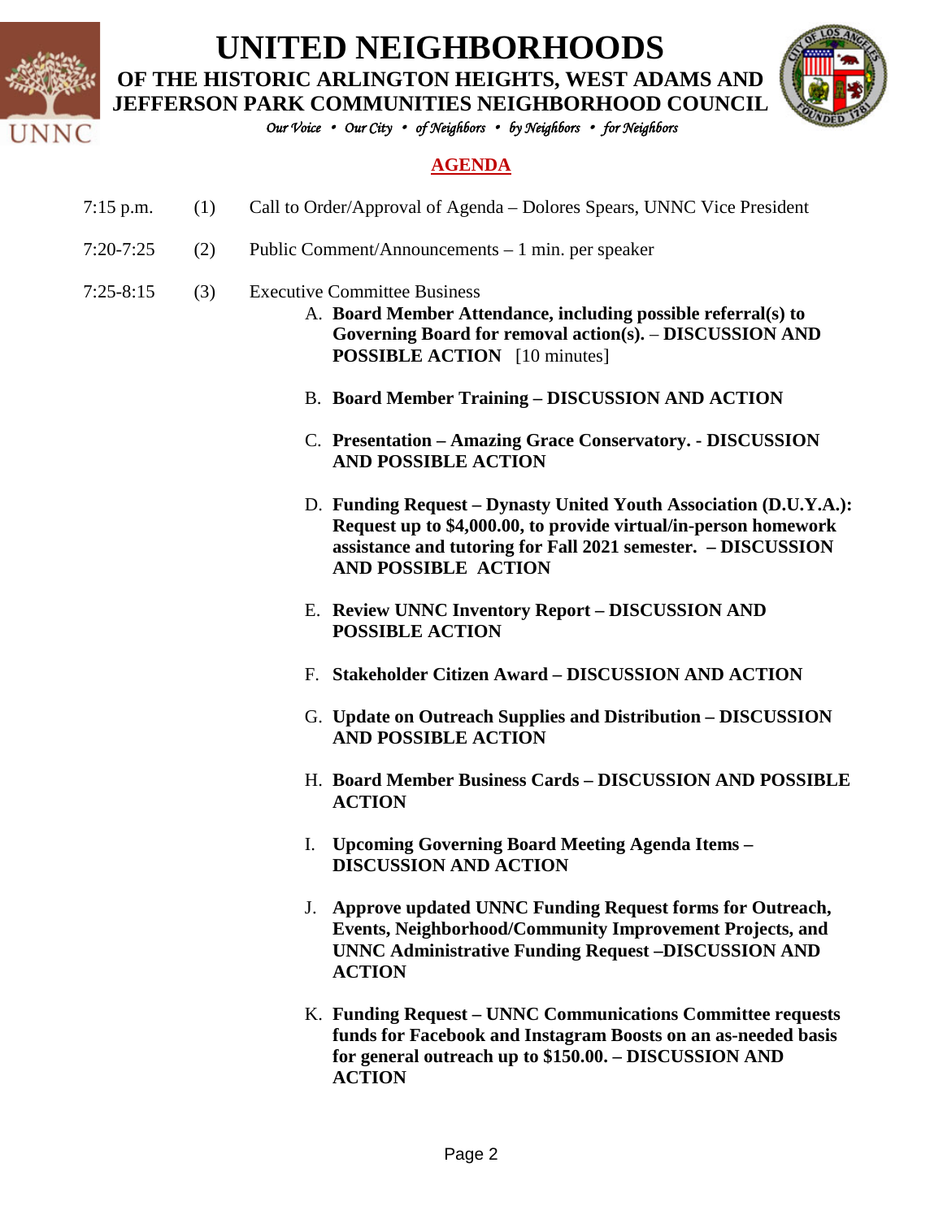# UNITED NEIGHBORHOODS

## OF THE HISTORIC ARLINGTON HEIGHTS, WEST ADAMS AND JEFFERSON PARK COMMUNITIES NEIGHBORHOOD COUNCIL

*Our Voice • Our City • of Neighbors • by Neighbors • for Neighbors*

## AGENDA

7:15 p.m. (1) Call to Order/Approval of Agenda – Dolores Spears, UNNC Vice President

7:20-7:25 (2) Public Comment/Announcements – 1 min. per speaker

7:25-8:15 (3) Executive Committee Business

A. **Board Member Attendance, including possible referral(s) to Governing Board for removal action(s). – DISCUSSION AND POSSIBLE ACTION** [10 minutes]

B. **Board Member Training – DISCUSSION AND ACTION**

C. **Presentation – Amazing Grace Conservatory. - DISCUSSION AND POSSIBLE ACTION**

D. **Funding Request – Dynasty United Youth Association (D.U.Y.A.): Request up to $4,000.00, to provide virtual/in-person homework assistance and tutoring for Fall 2021 semester. – DISCUSSION AND POSSIBLE ACTION**

E. **Review UNNC Inventory Report – DISCUSSION AND POSSIBLE ACTION**

F. **Stakeholder Citizen Award – DISCUSSION AND ACTION**

G. **Update on Outreach Supplies and Distribution – DISCUSSION AND POSSIBLE ACTION**

H. **Board Member Business Cards – DISCUSSION AND POSSIBLE ACTION**

I. **Upcoming Governing Board Meeting Agenda Items – DISCUSSION AND ACTION**

J. **Approve updated UNNC Funding Request forms for Outreach, Events, Neighborhood/Community Improvement Projects, and UNNC Administrative Funding Request –DISCUSSION AND ACTION**

K. **Funding Request – UNNC Communications Committee requests funds for Facebook and Instagram Boosts on an as-needed basis for general outreach up to $150.00. – DISCUSSION AND ACTION**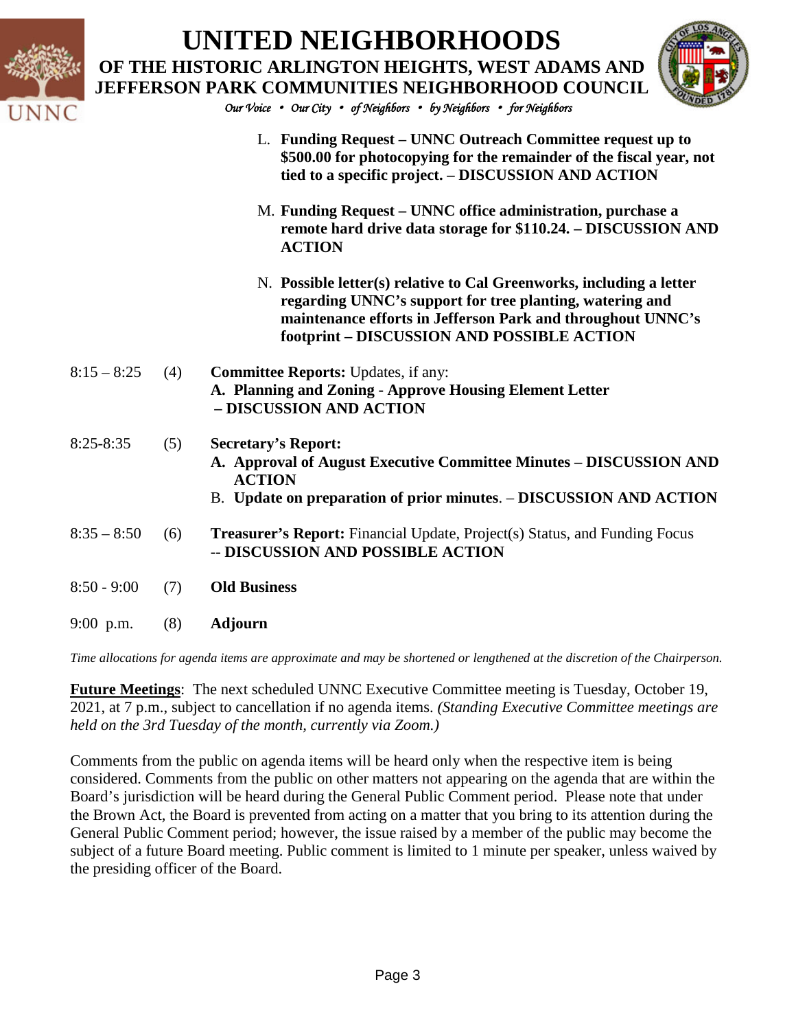L. **Funding Request – UNNC Outreach Committee request up to $500.00 for photocopying for the remainder of the fiscal year, not tied to a specific project. – DISCUSSION AND ACTION**

M. **Funding Request – UNNC office administration, purchase a remote hard drive data storage for $110.24. – DISCUSSION AND ACTION**

N. **Possible letter(s) relative to Cal Greenworks, including a letter regarding UNNC's support for tree planting, watering and maintenance efforts in Jefferson Park and throughout UNNC's footprint – DISCUSSION AND POSSIBLE ACTION**

8:15 – 8:25 (4) **Committee Reports:** Updates, if any:

**A. Planning and Zoning - Approve Housing Element Letter – DISCUSSION AND ACTION**

8:25-8:35 (5) **Secretary's Report:**

**A. Approval of August Executive Committee Minutes – DISCUSSION AND ACTION**

B. **Update on preparation of prior minutes**. – **DISCUSSION AND ACTION**

8:35 – 8:50 (6) **Treasurer's Report:** Financial Update, Project(s) Status, and Funding Focus **-- DISCUSSION AND POSSIBLE ACTION**

8:50 - 9:00 (7) **Old Business**

9:00 p.m. (8) **Adjourn**

*Time allocations for agenda items are approximate and may be shortened or lengthened at the discretion of the Chairperson.*

**Future Meetings**: The next scheduled UNNC Executive Committee meeting is Tuesday, October 19, 2021, at 7 p.m., subject to cancellation if no agenda items. *(Standing Executive Committee meetings are held on the 3rd Tuesday of the month, currently via Zoom.)*

Comments from the public on agenda items will be heard only when the respective item is being considered. Comments from the public on other matters not appearing on the agenda that are within the Board's jurisdiction will be heard during the General Public Comment period. Please note that under the Brown Act, the Board is prevented from acting on a matter that you bring to its attention during the General Public Comment period; however, the issue raised by a member of the public may become the subject of a future Board meeting. Public comment is limited to 1 minute per speaker, unless waived by the presiding officer of the Board.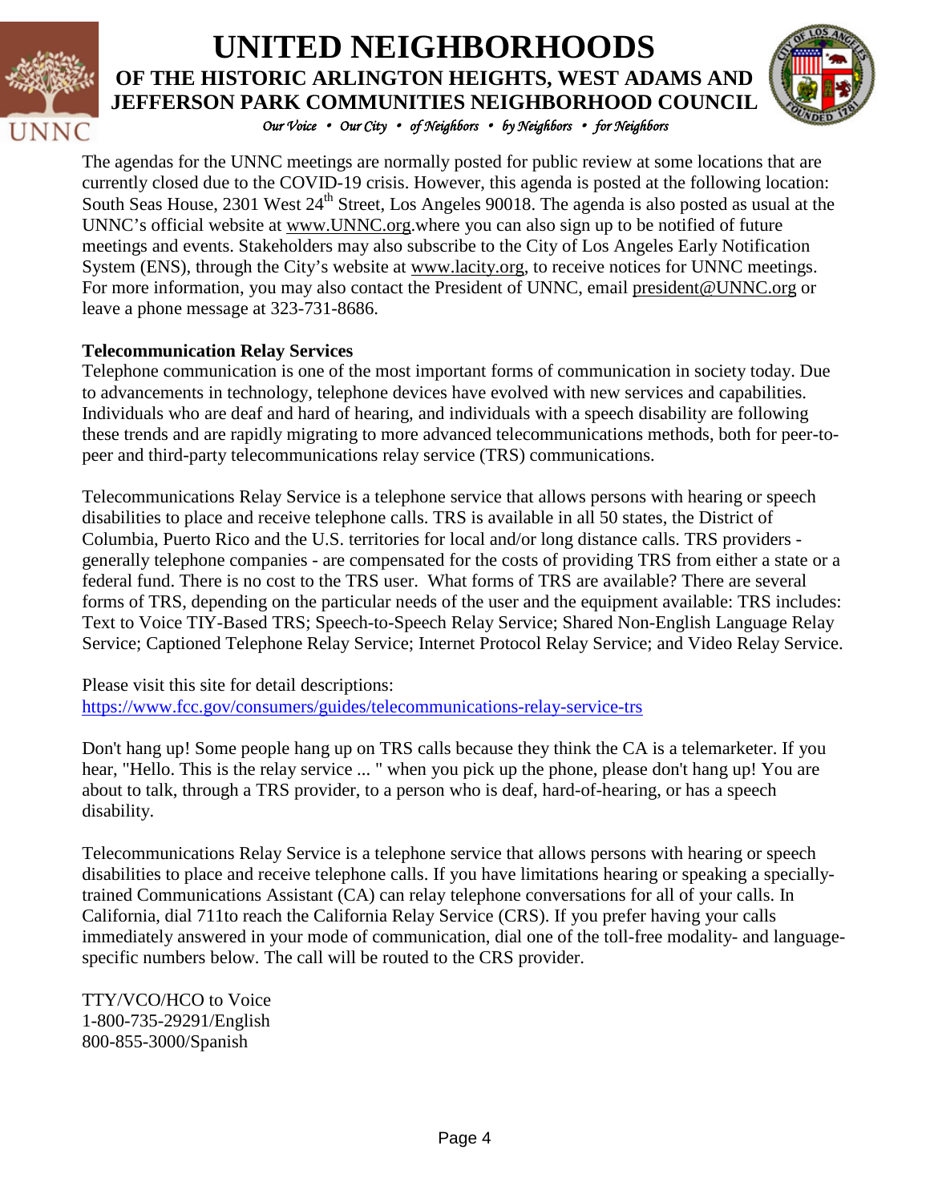# UNITED NEIGHBORHOODS

## OF THE HISTORIC ARLINGTON HEIGHTS, WEST ADAMS AND JEFFERSON PARK COMMUNITIES NEIGHBORHOOD COUNCIL

*Our Voice • Our City • of Neighbors • by Neighbors • for Neighbors*

The agendas for the UNNC meetings are normally posted for public review at some locations that are currently closed due to the COVID-19 crisis. However, this agenda is posted at the following location: South Seas House, 2301 West 24th Street, Los Angeles 90018. The agenda is also posted as usual at the UNNC's official website at www.UNNC.org.where you can also sign up to be notified of future meetings and events. Stakeholders may also subscribe to the City of Los Angeles Early Notification System (ENS), through the City's website at www.lacity.org, to receive notices for UNNC meetings. For more information, you may also contact the President of UNNC, email president@UNNC.org or leave a phone message at 323-731-8686.

**Telecommunication Relay Services**

Telephone communication is one of the most important forms of communication in society today. Due to advancements in technology, telephone devices have evolved with new services and capabilities. Individuals who are deaf and hard of hearing, and individuals with a speech disability are following these trends and are rapidly migrating to more advanced telecommunications methods, both for peer-to-peer and third-party telecommunications relay service (TRS) communications.

Telecommunications Relay Service is a telephone service that allows persons with hearing or speech disabilities to place and receive telephone calls. TRS is available in all 50 states, the District of Columbia, Puerto Rico and the U.S. territories for local and/or long distance calls. TRS providers - generally telephone companies - are compensated for the costs of providing TRS from either a state or a federal fund. There is no cost to the TRS user. What forms of TRS are available? There are several forms of TRS, depending on the particular needs of the user and the equipment available: TRS includes: Text to Voice TIY-Based TRS; Speech-to-Speech Relay Service; Shared Non-English Language Relay Service; Captioned Telephone Relay Service; Internet Protocol Relay Service; and Video Relay Service.

Please visit this site for detail descriptions:
https://www.fcc.gov/consumers/guides/telecommunications-relay-service-trs

Don't hang up! Some people hang up on TRS calls because they think the CA is a telemarketer. If you hear, "Hello. This is the relay service ... " when you pick up the phone, please don't hang up! You are about to talk, through a TRS provider, to a person who is deaf, hard-of-hearing, or has a speech disability.

Telecommunications Relay Service is a telephone service that allows persons with hearing or speech disabilities to place and receive telephone calls. If you have limitations hearing or speaking a specially-trained Communications Assistant (CA) can relay telephone conversations for all of your calls. In California, dial 711to reach the California Relay Service (CRS). If you prefer having your calls immediately answered in your mode of communication, dial one of the toll-free modality- and language-specific numbers below. The call will be routed to the CRS provider.

TTY/VCO/HCO to Voice
1-800-735-29291/English
800-855-3000/Spanish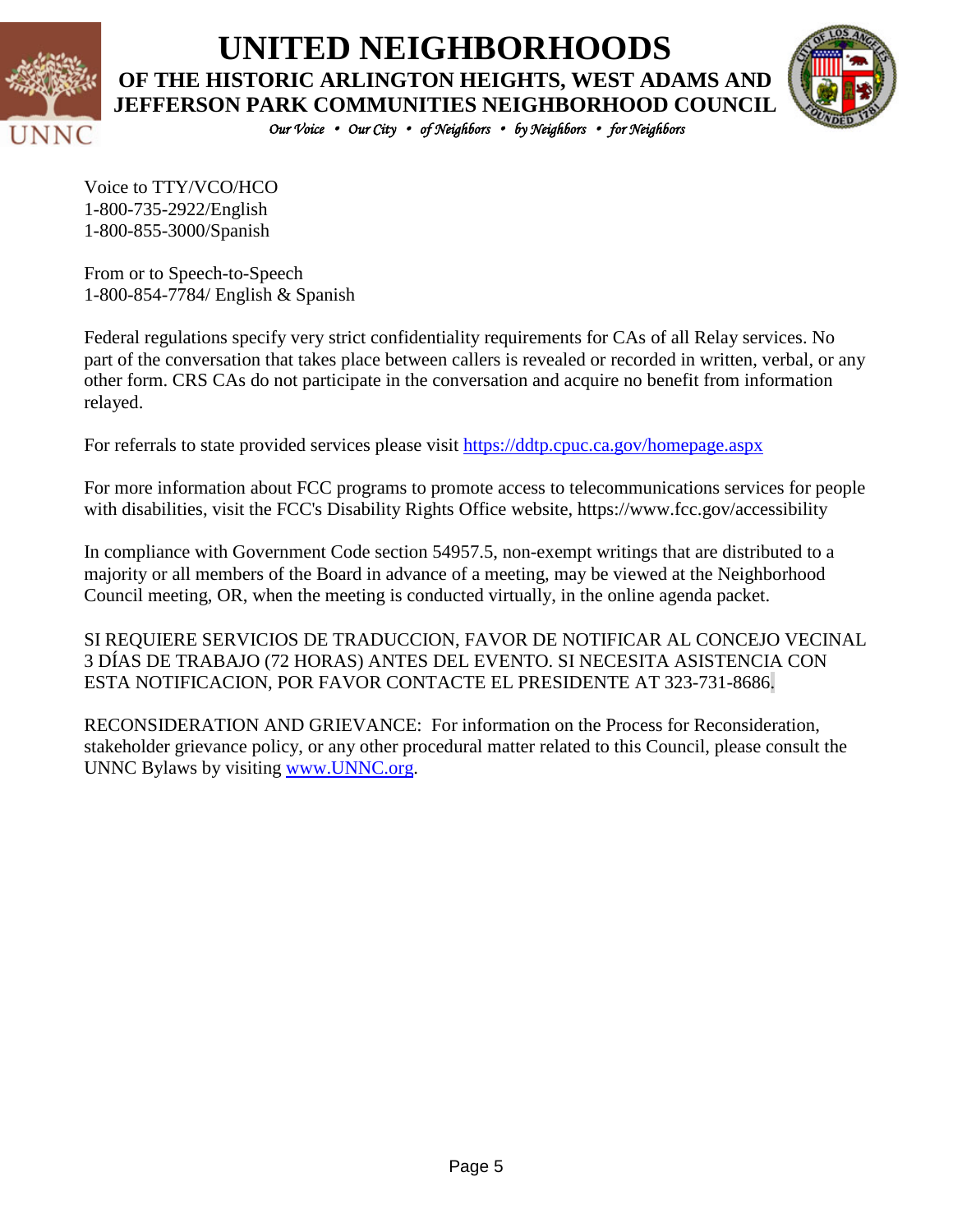Voice to TTY/VCO/HCO
1-800-735-2922/English
1-800-855-3000/Spanish

From or to Speech-to-Speech
1-800-854-7784/ English & Spanish

Federal regulations specify very strict confidentiality requirements for CAs of all Relay services. No part of the conversation that takes place between callers is revealed or recorded in written, verbal, or any other form. CRS CAs do not participate in the conversation and acquire no benefit from information relayed.

For referrals to state provided services please visit https://ddtp.cpuc.ca.gov/homepage.aspx

For more information about FCC programs to promote access to telecommunications services for people with disabilities, visit the FCC's Disability Rights Office website, https://www.fcc.gov/accessibility

In compliance with Government Code section 54957.5, non-exempt writings that are distributed to a majority or all members of the Board in advance of a meeting, may be viewed at the Neighborhood Council meeting, OR, when the meeting is conducted virtually, in the online agenda packet.

SI REQUIERE SERVICIOS DE TRADUCCION, FAVOR DE NOTIFICAR AL CONCEJO VECINAL 3 DÍAS DE TRABAJO (72 HORAS) ANTES DEL EVENTO. SI NECESITA ASISTENCIA CON ESTA NOTIFICACION, POR FAVOR CONTACTE EL PRESIDENTE AT 323-731-8686.

RECONSIDERATION AND GRIEVANCE: For information on the Process for Reconsideration, stakeholder grievance policy, or any other procedural matter related to this Council, please consult the UNNC Bylaws by visiting www.UNNC.org.